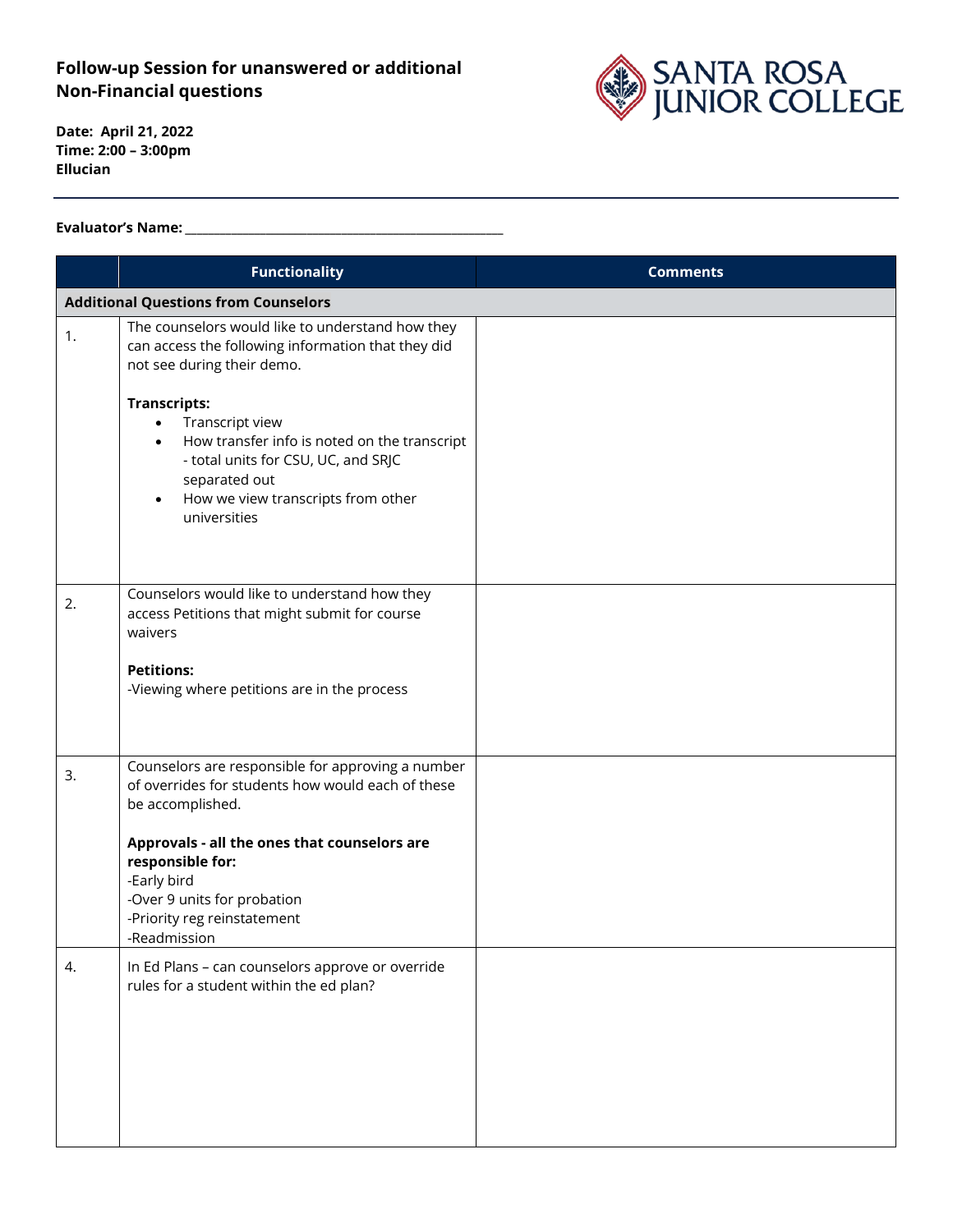# Follow-up Session for unanswered or additional Non-Financial questions

**Date: April 21, 2022**
**Time: 2:00 – 3:00pm**
**Ellucian**

**Evaluator's Name:** ______________________________________________

| | Functionality | Comments |
|---|---|---|
| **Additional Questions from Counselors** | | |
| 1. | The counselors would like to understand how they can access the following information that they did not see during their demo.<br><br>**Transcripts:**<br>• Transcript view<br>• How transfer info is noted on the transcript - total units for CSU, UC, and SRJC separated out<br>• How we view transcripts from other universities | |
| 2. | Counselors would like to understand how they access Petitions that might submit for course waivers<br><br>**Petitions:**<br>-Viewing where petitions are in the process | |
| 3. | Counselors are responsible for approving a number of overrides for students how would each of these be accomplished.<br><br>**Approvals - all the ones that counselors are responsible for:**<br>-Early bird<br>-Over 9 units for probation<br>-Priority reg reinstatement<br>-Readmission | |
| 4. | In Ed Plans – can counselors approve or override rules for a student within the ed plan? | |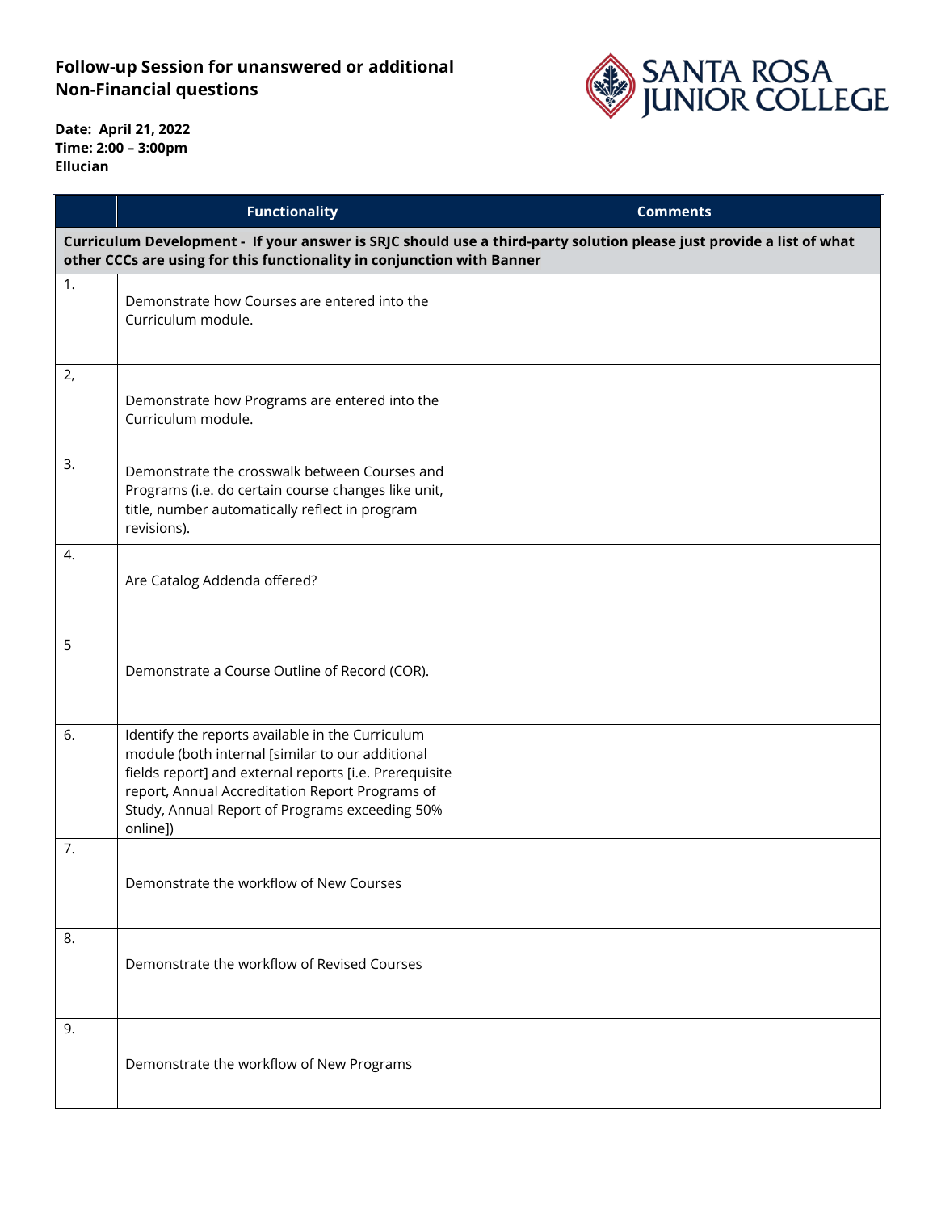**Follow-up Session for unanswered or additional Non-Financial questions**

**Date: April 21, 2022**
**Time: 2:00 – 3:00pm**
**Ellucian**

| | Functionality | Comments |
|---|---|---|
| **Curriculum Development - If your answer is SRJC should use a third-party solution please just provide a list of what other CCCs are using for this functionality in conjunction with Banner** | | |
| 1. | Demonstrate how Courses are entered into the Curriculum module. | |
| 2, | Demonstrate how Programs are entered into the Curriculum module. | |
| 3. | Demonstrate the crosswalk between Courses and Programs (i.e. do certain course changes like unit, title, number automatically reflect in program revisions). | |
| 4. | Are Catalog Addenda offered? | |
| 5 | Demonstrate a Course Outline of Record (COR). | |
| 6. | Identify the reports available in the Curriculum module (both internal [similar to our additional fields report] and external reports [i.e. Prerequisite report, Annual Accreditation Report Programs of Study, Annual Report of Programs exceeding 50% online]) | |
| 7. | Demonstrate the workflow of New Courses | |
| 8. | Demonstrate the workflow of Revised Courses | |
| 9. | Demonstrate the workflow of New Programs | |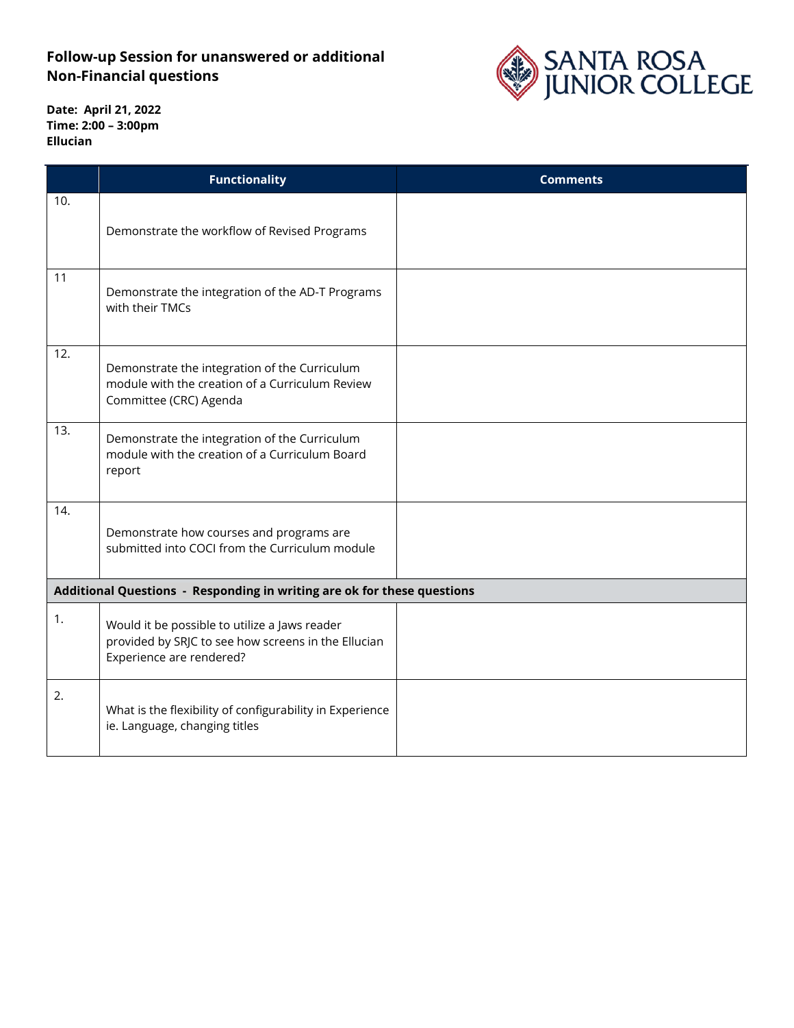**Follow-up Session for unanswered or additional Non-Financial questions**

**Date: April 21, 2022**
**Time: 2:00 – 3:00pm**
**Ellucian**

| | Functionality | Comments |
|---|---|---|
| 10. | Demonstrate the workflow of Revised Programs | |
| 11 | Demonstrate the integration of the AD-T Programs with their TMCs | |
| 12. | Demonstrate the integration of the Curriculum module with the creation of a Curriculum Review Committee (CRC) Agenda | |
| 13. | Demonstrate the integration of the Curriculum module with the creation of a Curriculum Board report | |
| 14. | Demonstrate how courses and programs are submitted into COCI from the Curriculum module | |
| **Additional Questions - Responding in writing are ok for these questions** | | |
| 1. | Would it be possible to utilize a Jaws reader provided by SRJC to see how screens in the Ellucian Experience are rendered? | |
| 2. | What is the flexibility of configurability in Experience ie. Language, changing titles | |